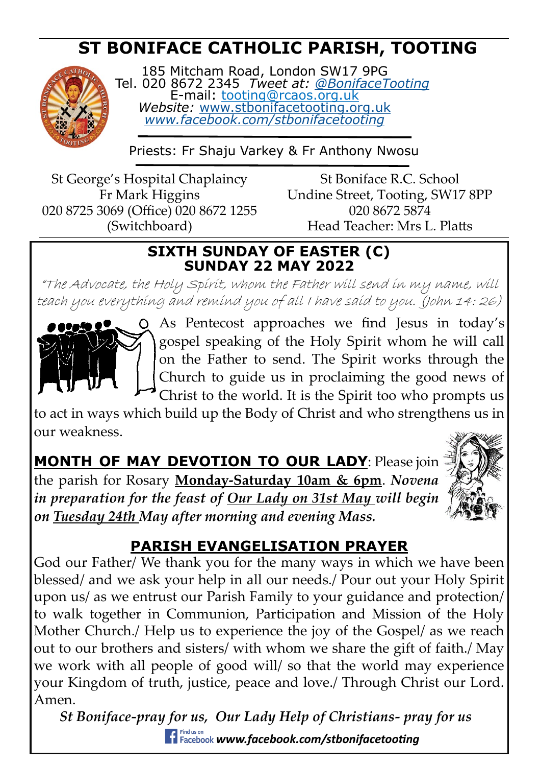# ST BONIFACE CATHOLIC PARISH, TOOTING

185 Mitcham Road, London SW17 9PG
Tel. 020 8672 2345 *Tweet at: @BonifaceTooting*
E-mail: tooting@rcaos.org.uk
*Website:* www.stbonifacetooting.org.uk
*www.facebook.com/stbonifacetooting*

Priests: Fr Shaju Varkey & Fr Anthony Nwosu

St George's Hospital Chaplaincy
Fr Mark Higgins
020 8725 3069 (Office) 020 8672 1255 (Switchboard)

St Boniface R.C. School
Undine Street, Tooting, SW17 8PP
020 8672 5874
Head Teacher: Mrs L. Platts

## SIXTH SUNDAY OF EASTER (C)
## SUNDAY 22 MAY 2022

*"The Advocate, the Holy Spirit, whom the Father will send in my name, will teach you everything and remind you of all I have said to you. (John 14: 26)*

As Pentecost approaches we find Jesus in today's gospel speaking of the Holy Spirit whom he will call on the Father to send. The Spirit works through the Church to guide us in proclaiming the good news of Christ to the world. It is the Spirit too who prompts us to act in ways which build up the Body of Christ and who strengthens us in our weakness.

**MONTH OF MAY DEVOTION TO OUR LADY**: Please join the parish for Rosary **Monday-Saturday 10am & 6pm**. ***Novena in preparation for the feast of Our Lady on 31st May will begin on Tuesday 24th May after morning and evening Mass.***

## PARISH EVANGELISATION PRAYER

God our Father/ We thank you for the many ways in which we have been blessed/ and we ask your help in all our needs./ Pour out your Holy Spirit upon us/ as we entrust our Parish Family to your guidance and protection/ to walk together in Communion, Participation and Mission of the Holy Mother Church./ Help us to experience the joy of the Gospel/ as we reach out to our brothers and sisters/ with whom we share the gift of faith./ May we work with all people of good will/ so that the world may experience your Kingdom of truth, justice, peace and love./ Through Christ our Lord. Amen.

*St Boniface-pray for us, Our Lady Help of Christians- pray for us*

Find us on Facebook ***www.facebook.com/stbonifacetooting***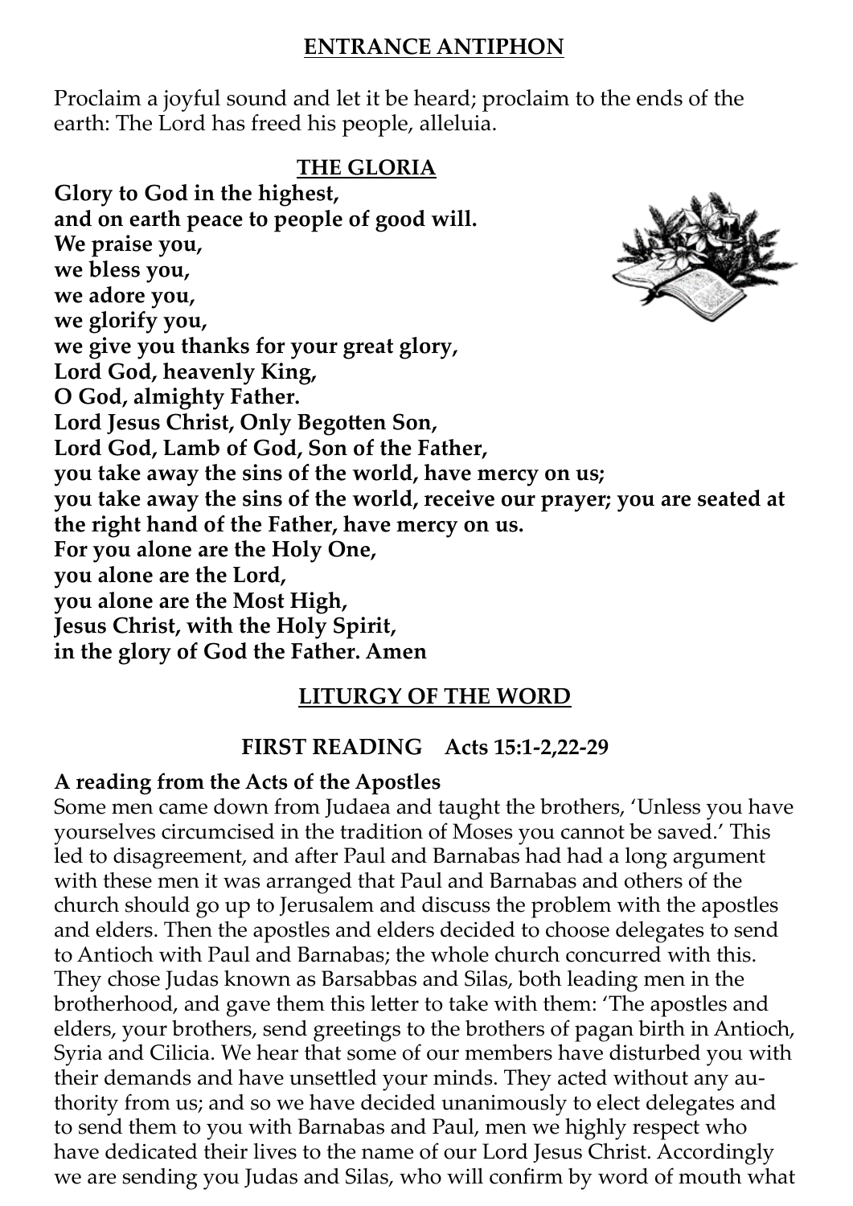## ENTRANCE ANTIPHON

Proclaim a joyful sound and let it be heard; proclaim to the ends of the earth: The Lord has freed his people, alleluia.

## THE GLORIA

**Glory to God in the highest,**
**and on earth peace to people of good will.**
**We praise you,**
**we bless you,**
**we adore you,**
**we glorify you,**
**we give you thanks for your great glory,**
**Lord God, heavenly King,**
**O God, almighty Father.**
**Lord Jesus Christ, Only Begotten Son,**
**Lord God, Lamb of God, Son of the Father,**
**you take away the sins of the world, have mercy on us;**
**you take away the sins of the world, receive our prayer; you are seated at the right hand of the Father, have mercy on us.**
**For you alone are the Holy One,**
**you alone are the Lord,**
**you alone are the Most High,**
**Jesus Christ, with the Holy Spirit,**
**in the glory of God the Father. Amen**

## LITURGY OF THE WORD

### FIRST READING Acts 15:1-2,22-29

**A reading from the Acts of the Apostles**

Some men came down from Judaea and taught the brothers, 'Unless you have yourselves circumcised in the tradition of Moses you cannot be saved.' This led to disagreement, and after Paul and Barnabas had had a long argument with these men it was arranged that Paul and Barnabas and others of the church should go up to Jerusalem and discuss the problem with the apostles and elders. Then the apostles and elders decided to choose delegates to send to Antioch with Paul and Barnabas; the whole church concurred with this. They chose Judas known as Barsabbas and Silas, both leading men in the brotherhood, and gave them this letter to take with them: 'The apostles and elders, your brothers, send greetings to the brothers of pagan birth in Antioch, Syria and Cilicia. We hear that some of our members have disturbed you with their demands and have unsettled your minds. They acted without any authority from us; and so we have decided unanimously to elect delegates and to send them to you with Barnabas and Paul, men we highly respect who have dedicated their lives to the name of our Lord Jesus Christ. Accordingly we are sending you Judas and Silas, who will confirm by word of mouth what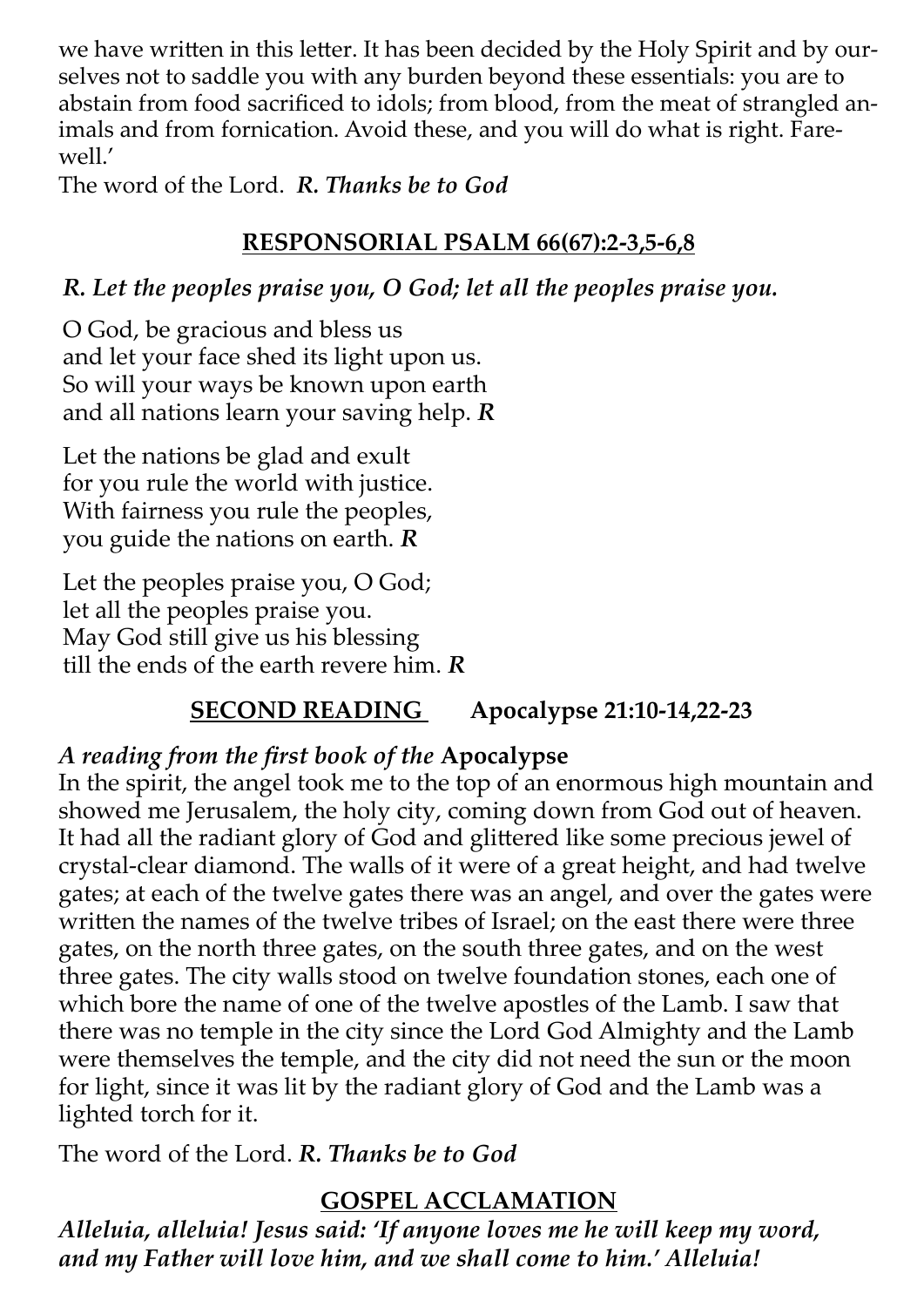we have written in this letter. It has been decided by the Holy Spirit and by ourselves not to saddle you with any burden beyond these essentials: you are to abstain from food sacrificed to idols; from blood, from the meat of strangled animals and from fornication. Avoid these, and you will do what is right. Farewell.'

The word of the Lord. ***R. Thanks be to God***

## RESPONSORIAL PSALM 66(67):2-3,5-6,8

***R. Let the peoples praise you, O God; let all the peoples praise you.***

O God, be gracious and bless us
and let your face shed its light upon us.
So will your ways be known upon earth
and all nations learn your saving help. ***R***

Let the nations be glad and exult
for you rule the world with justice.
With fairness you rule the peoples,
you guide the nations on earth. ***R***

Let the peoples praise you, O God;
let all the peoples praise you.
May God still give us his blessing
till the ends of the earth revere him. ***R***

## SECOND READING Apocalypse 21:10-14,22-23

*A reading from the first book of the* **Apocalypse**

In the spirit, the angel took me to the top of an enormous high mountain and showed me Jerusalem, the holy city, coming down from God out of heaven. It had all the radiant glory of God and glittered like some precious jewel of crystal-clear diamond. The walls of it were of a great height, and had twelve gates; at each of the twelve gates there was an angel, and over the gates were written the names of the twelve tribes of Israel; on the east there were three gates, on the north three gates, on the south three gates, and on the west three gates. The city walls stood on twelve foundation stones, each one of which bore the name of one of the twelve apostles of the Lamb. I saw that there was no temple in the city since the Lord God Almighty and the Lamb were themselves the temple, and the city did not need the sun or the moon for light, since it was lit by the radiant glory of God and the Lamb was a lighted torch for it.

The word of the Lord. ***R. Thanks be to God***

## GOSPEL ACCLAMATION

***Alleluia, alleluia! Jesus said: 'If anyone loves me he will keep my word, and my Father will love him, and we shall come to him.' Alleluia!***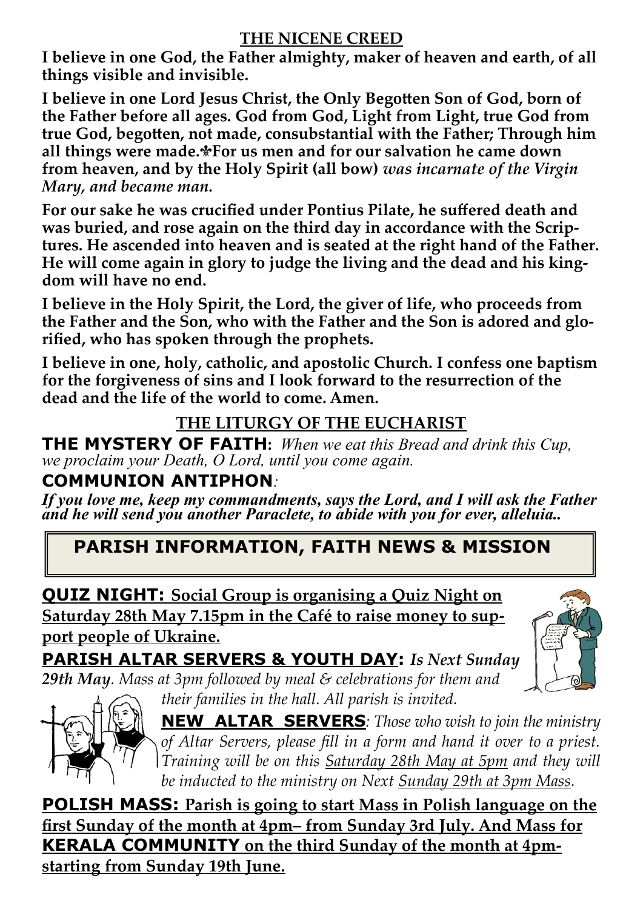## THE NICENE CREED

**I believe in one God, the Father almighty, maker of heaven and earth, of all things visible and invisible.**

**I believe in one Lord Jesus Christ, the Only Begotten Son of God, born of the Father before all ages. God from God, Light from Light, true God from true God, begotten, not made, consubstantial with the Father; Through him all things were made.✠For us men and for our salvation he came down from heaven, and by the Holy Spirit (all bow)** ***was incarnate of the Virgin Mary, and became man.***

**For our sake he was crucified under Pontius Pilate, he suffered death and was buried, and rose again on the third day in accordance with the Scriptures. He ascended into heaven and is seated at the right hand of the Father. He will come again in glory to judge the living and the dead and his kingdom will have no end.**

**I believe in the Holy Spirit, the Lord, the giver of life, who proceeds from the Father and the Son, who with the Father and the Son is adored and glorified, who has spoken through the prophets.**

**I believe in one, holy, catholic, and apostolic Church. I confess one baptism for the forgiveness of sins and I look forward to the resurrection of the dead and the life of the world to come. Amen.**

## THE LITURGY OF THE EUCHARIST

**THE MYSTERY OF FAITH:** *When we eat this Bread and drink this Cup, we proclaim your Death, O Lord, until you come again.*

**COMMUNION ANTIPHON***:*

***If you love me, keep my commandments, says the Lord, and I will ask the Father and he will send you another Paraclete, to abide with you for ever, alleluia..***

## PARISH INFORMATION, FAITH NEWS & MISSION

**QUIZ NIGHT: Social Group is organising a Quiz Night on Saturday 28th May 7.15pm in the Café to raise money to support people of Ukraine.**

**PARISH ALTAR SERVERS & YOUTH DAY:** ***Is Next Sunday 29th May****. Mass at 3pm followed by meal & celebrations for them and their families in the hall. All parish is invited.*

**NEW ALTAR SERVERS***: Those who wish to join the ministry of Altar Servers, please fill in a form and hand it over to a priest. Training will be on this Saturday 28th May at 5pm and they will be inducted to the ministry on Next Sunday 29th at 3pm Mass.*

**POLISH MASS: Parish is going to start Mass in Polish language on the first Sunday of the month at 4pm– from Sunday 3rd July. And Mass for KERALA COMMUNITY on the third Sunday of the month at 4pm- starting from Sunday 19th June.**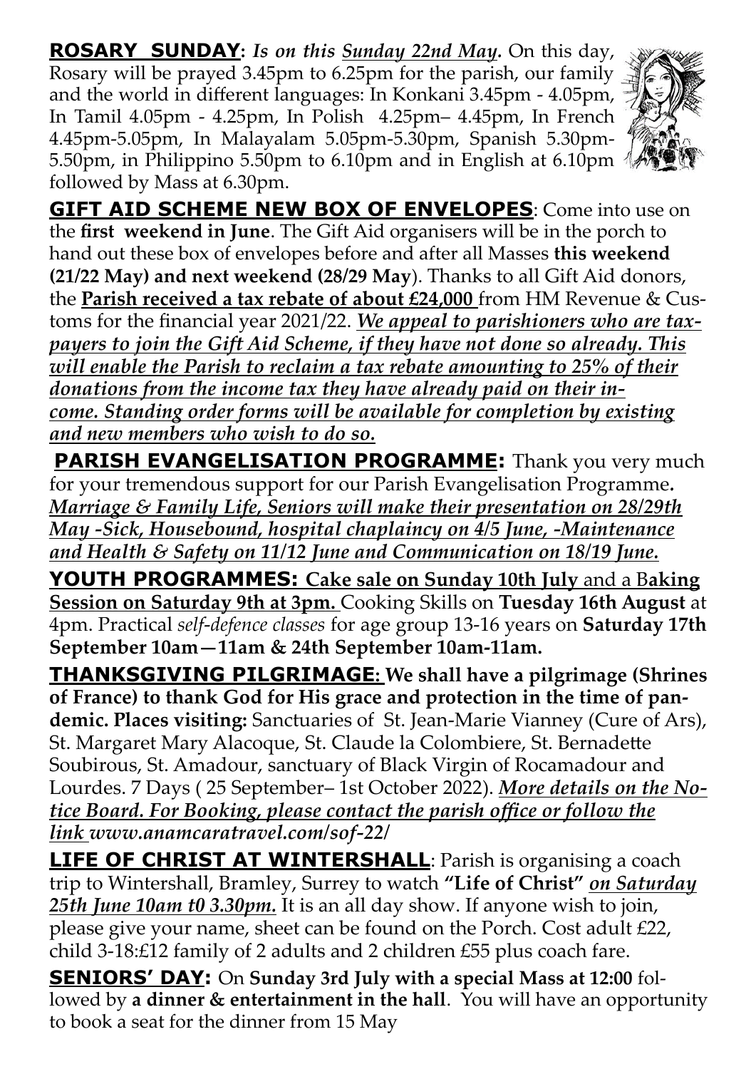**ROSARY SUNDAY**: ***Is on this Sunday 22nd May.*** On this day, Rosary will be prayed 3.45pm to 6.25pm for the parish, our family and the world in different languages: In Konkani 3.45pm - 4.05pm, In Tamil 4.05pm - 4.25pm, In Polish 4.25pm– 4.45pm, In French 4.45pm-5.05pm, In Malayalam 5.05pm-5.30pm, Spanish 5.30pm-5.50pm, in Philippino 5.50pm to 6.10pm and in English at 6.10pm followed by Mass at 6.30pm.

**GIFT AID SCHEME NEW BOX OF ENVELOPES**: Come into use on the **first weekend in June**. The Gift Aid organisers will be in the porch to hand out these box of envelopes before and after all Masses **this weekend (21/22 May) and next weekend (28/29 May**). Thanks to all Gift Aid donors, the **Parish received a tax rebate of about £24,000** from HM Revenue & Customs for the financial year 2021/22. ***We appeal to parishioners who are tax-payers to join the Gift Aid Scheme, if they have not done so already. This will enable the Parish to reclaim a tax rebate amounting to 25% of their donations from the income tax they have already paid on their income. Standing order forms will be available for completion by existing and new members who wish to do so.***

**PARISH EVANGELISATION PROGRAMME:** Thank you very much for your tremendous support for our Parish Evangelisation Programme. ***Marriage & Family Life, Seniors will make their presentation on 28/29th May -Sick, Housebound, hospital chaplaincy on 4/5 June, -Maintenance and Health & Safety on 11/12 June and Communication on 18/19 June.***

**YOUTH PROGRAMMES: Cake sale on Sunday 10th July** and a **Baking Session on Saturday 9th at 3pm.** Cooking Skills on **Tuesday 16th August** at 4pm. Practical *self-defence classes* for age group 13-16 years on **Saturday 17th September 10am—11am & 24th September 10am-11am.**

**THANKSGIVING PILGRIMAGE: We shall have a pilgrimage (Shrines of France) to thank God for His grace and protection in the time of pandemic. Places visiting:** Sanctuaries of St. Jean-Marie Vianney (Cure of Ars), St. Margaret Mary Alacoque, St. Claude la Colombiere, St. Bernadette Soubirous, St. Amadour, sanctuary of Black Virgin of Rocamadour and Lourdes. 7 Days ( 25 September– 1st October 2022). ***More details on the Notice Board. For Booking, please contact the parish office or follow the link www.anamcaratravel.com/sof-22/***

**LIFE OF CHRIST AT WINTERSHALL**: Parish is organising a coach trip to Wintershall, Bramley, Surrey to watch **"Life of Christ"** ***on Saturday 25th June 10am t0 3.30pm.*** It is an all day show. If anyone wish to join, please give your name, sheet can be found on the Porch. Cost adult £22, child 3-18:£12 family of 2 adults and 2 children £55 plus coach fare.

**SENIORS' DAY:** On **Sunday 3rd July with a special Mass at 12:00** followed by **a dinner & entertainment in the hall**. You will have an opportunity to book a seat for the dinner from 15 May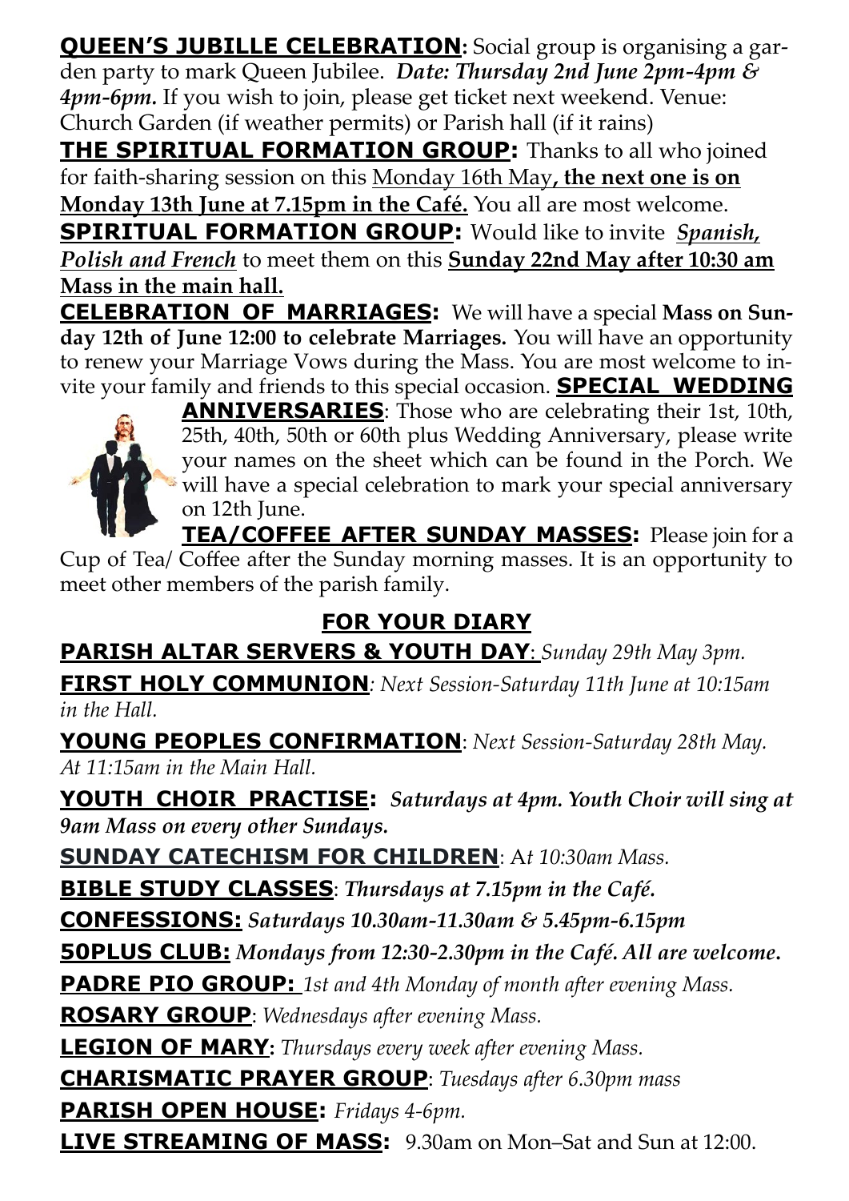**QUEEN'S JUBILLE CELEBRATION:** Social group is organising a garden party to mark Queen Jubilee. ***Date: Thursday 2nd June 2pm-4pm & 4pm-6pm.*** If you wish to join, please get ticket next weekend. Venue: Church Garden (if weather permits) or Parish hall (if it rains)

**THE SPIRITUAL FORMATION GROUP:** Thanks to all who joined for faith-sharing session on this Monday 16th May**, the next one is on Monday 13th June at 7.15pm in the Café.** You all are most welcome.

**SPIRITUAL FORMATION GROUP:** Would like to invite ***Spanish, Polish and French*** to meet them on this **Sunday 22nd May after 10:30 am Mass in the main hall.**

**CELEBRATION OF MARRIAGES:** We will have a special **Mass on Sunday 12th of June 12:00 to celebrate Marriages.** You will have an opportunity to renew your Marriage Vows during the Mass. You are most welcome to invite your family and friends to this special occasion. **SPECIAL WEDDING ANNIVERSARIES**: Those who are celebrating their 1st, 10th, 25th, 40th, 50th or 60th plus Wedding Anniversary, please write your names on the sheet which can be found in the Porch. We will have a special celebration to mark your special anniversary on 12th June.

**TEA/COFFEE AFTER SUNDAY MASSES:** Please join for a Cup of Tea/ Coffee after the Sunday morning masses. It is an opportunity to meet other members of the parish family.

## FOR YOUR DIARY

**PARISH ALTAR SERVERS & YOUTH DAY**: *Sunday 29th May 3pm.*

**FIRST HOLY COMMUNION**: *Next Session-Saturday 11th June at 10:15am in the Hall.*

**YOUNG PEOPLES CONFIRMATION**: *Next Session-Saturday 28th May. At 11:15am in the Main Hall.*

**YOUTH CHOIR PRACTISE:** ***Saturdays at 4pm. Youth Choir will sing at 9am Mass on every other Sundays.***

**SUNDAY CATECHISM FOR CHILDREN**: A*t 10:30am Mass.*

**BIBLE STUDY CLASSES**: ***Thursdays at 7.15pm in the Café.***

**CONFESSIONS:** ***Saturdays 10.30am-11.30am & 5.45pm-6.15pm***

**50PLUS CLUB:** ***Mondays from 12:30-2.30pm in the Café. All are welcome.***

**PADRE PIO GROUP:** *1st and 4th Monday of month after evening Mass.*

**ROSARY GROUP**: *Wednesdays after evening Mass.*

**LEGION OF MARY:** *Thursdays every week after evening Mass.*

**CHARISMATIC PRAYER GROUP**: *Tuesdays after 6.30pm mass*

**PARISH OPEN HOUSE:** *Fridays 4-6pm.*

**LIVE STREAMING OF MASS:** 9.30am on Mon–Sat and Sun at 12:00.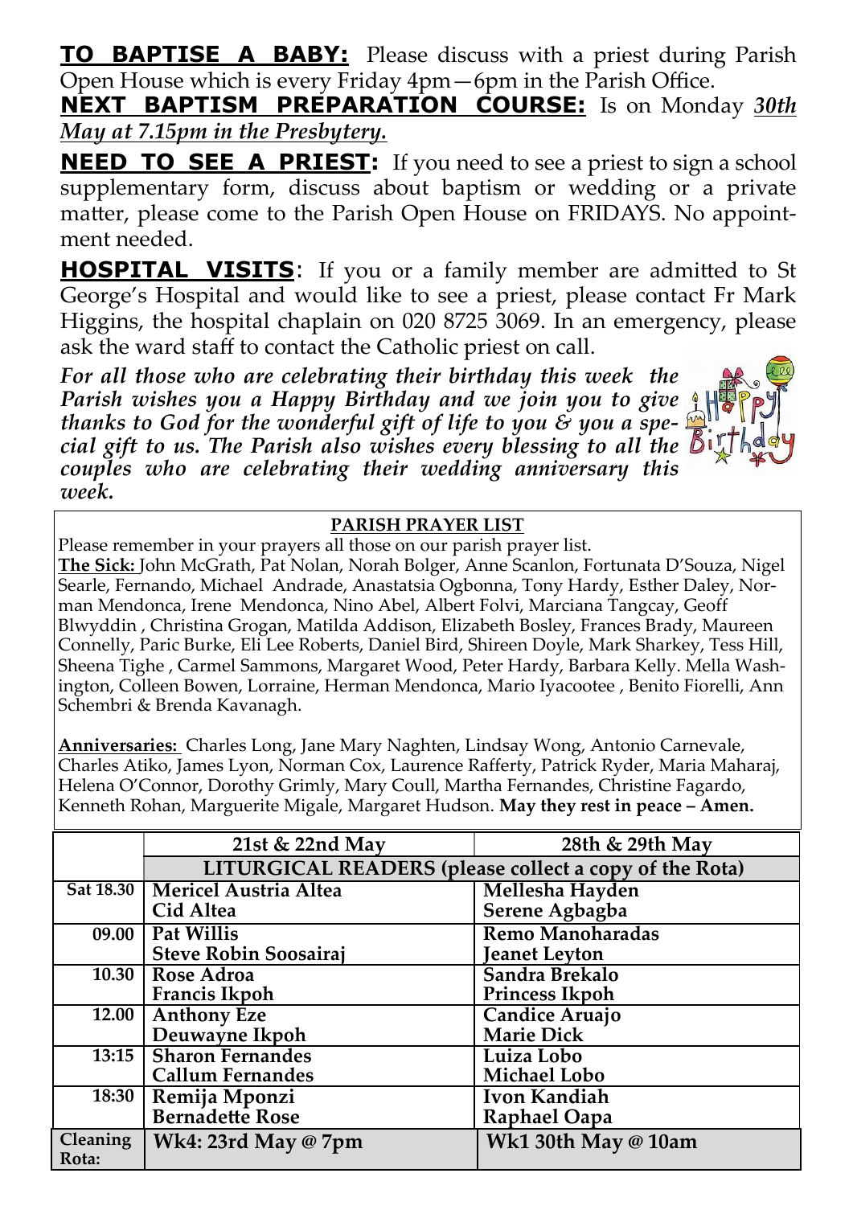**TO BAPTISE A BABY:** Please discuss with a priest during Parish Open House which is every Friday 4pm—6pm in the Parish Office.

**NEXT BAPTISM PREPARATION COURSE:** Is on Monday ***30th May at 7.15pm in the Presbytery.***

**NEED TO SEE A PRIEST:** If you need to see a priest to sign a school supplementary form, discuss about baptism or wedding or a private matter, please come to the Parish Open House on FRIDAYS. No appointment needed.

**HOSPITAL VISITS**: If you or a family member are admitted to St George's Hospital and would like to see a priest, please contact Fr Mark Higgins, the hospital chaplain on 020 8725 3069. In an emergency, please ask the ward staff to contact the Catholic priest on call.

***For all those who are celebrating their birthday this week the Parish wishes you a Happy Birthday and we join you to give thanks to God for the wonderful gift of life to you & you a special gift to us. The Parish also wishes every blessing to all the couples who are celebrating their wedding anniversary this week.***

**PARISH PRAYER LIST**

Please remember in your prayers all those on our parish prayer list.

**The Sick:** John McGrath, Pat Nolan, Norah Bolger, Anne Scanlon, Fortunata D'Souza, Nigel Searle, Fernando, Michael Andrade, Anastatsia Ogbonna, Tony Hardy, Esther Daley, Norman Mendonca, Irene Mendonca, Nino Abel, Albert Folvi, Marciana Tangcay, Geoff Blwyddin , Christina Grogan, Matilda Addison, Elizabeth Bosley, Frances Brady, Maureen Connelly, Paric Burke, Eli Lee Roberts, Daniel Bird, Shireen Doyle, Mark Sharkey, Tess Hill, Sheena Tighe , Carmel Sammons, Margaret Wood, Peter Hardy, Barbara Kelly. Mella Washington, Colleen Bowen, Lorraine, Herman Mendonca, Mario Iyacootee , Benito Fiorelli, Ann Schembri & Brenda Kavanagh.

**Anniversaries:** Charles Long, Jane Mary Naghten, Lindsay Wong, Antonio Carnevale, Charles Atiko, James Lyon, Norman Cox, Laurence Rafferty, Patrick Ryder, Maria Maharaj, Helena O'Connor, Dorothy Grimly, Mary Coull, Martha Fernandes, Christine Fagardo, Kenneth Rohan, Marguerite Migale, Margaret Hudson. **May they rest in peace – Amen.**

| | 21st & 22nd May | 28th & 29th May |
|---|---|---|
| | **LITURGICAL READERS (please collect a copy of the Rota)** | |
| **Sat 18.30** | **Mericel Austria Altea<br>Cid Altea** | **Mellesha Hayden<br>Serene Agbagba** |
| **09.00** | **Pat Willis<br>Steve Robin Soosairaj** | **Remo Manoharadas<br>Jeanet Leyton** |
| **10.30** | **Rose Adroa<br>Francis Ikpoh** | **Sandra Brekalo<br>Princess Ikpoh** |
| **12.00** | **Anthony Eze<br>Deuwayne Ikpoh** | **Candice Aruajo<br>Marie Dick** |
| **13:15** | **Sharon Fernandes<br>Callum Fernandes** | **Luiza Lobo<br>Michael Lobo** |
| **18:30** | **Remija Mponzi<br>Bernadette Rose** | **Ivon Kandiah<br>Raphael Oapa** |
| **Cleaning Rota:** | **Wk4: 23rd May @ 7pm** | **Wk1 30th May @ 10am** |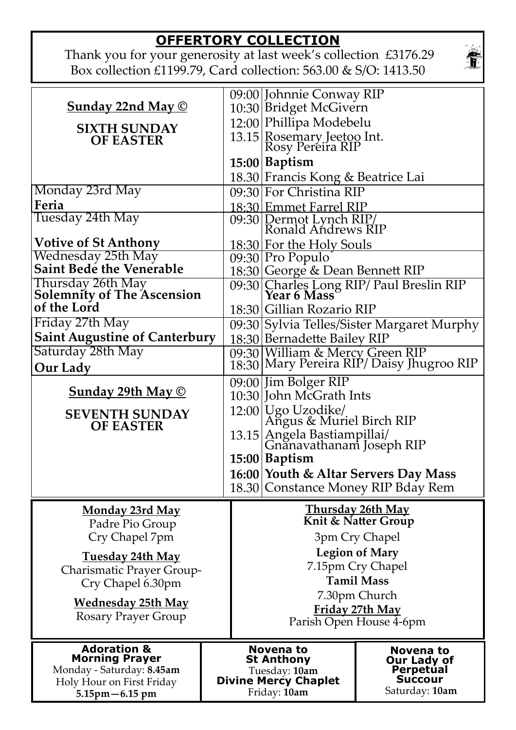## OFFERTORY COLLECTION

Thank you for your generosity at last week's collection £3176.29
Box collection £1199.79, Card collection: 563.00 & S/O: 1413.50

| | | |
|---|---|---|
| **Sunday 22nd May ©** **SIXTH SUNDAY OF EASTER** | 09:00 | Johnnie Conway RIP |
| | 10:30 | Bridget McGivern |
| | 12:00 | Phillipa Modebelu |
| | 13.15 | Rosemary Jeetoo Int. Rosy Pereira RIP |
| | **15:00** | **Baptism** |
| | 18.30 | Francis Kong & Beatrice Lai |
| Monday 23rd May **Feria** | 09:30 | For Christina RIP |
| | 18:30 | Emmet Farrel RIP |
| Tuesday 24th May **Votive of St Anthony** | 09:30 | Dermot Lynch RIP/ Ronald Andrews RIP |
| | 18:30 | For the Holy Souls |
| Wednesday 25th May **Saint Bede the Venerable** | 09:30 | Pro Populo |
| | 18:30 | George & Dean Bennett RIP |
| Thursday 26th May **Solemnity of The Ascension of the Lord** | 09:30 | Charles Long RIP/ Paul Breslin RIP **Year 6 Mass** |
| | 18:30 | Gillian Rozario RIP |
| Friday 27th May **Saint Augustine of Canterbury** | 09:30 | Sylvia Telles/Sister Margaret Murphy |
| | 18:30 | Bernadette Bailey RIP |
| Saturday 28th May **Our Lady** | 09:30 | William & Mercy Green RIP |
| | 18:30 | Mary Pereira RIP/ Daisy Jhugroo RIP |
| **Sunday 29th May ©** **SEVENTH SUNDAY OF EASTER** | 09:00 | Jim Bolger RIP |
| | 10:30 | John McGrath Ints |
| | 12:00 | Ugo Uzodike/ Angus & Muriel Birch RIP |
| | 13.15 | Angela Bastiampillai/ Gnanavathanam Joseph RIP |
| | **15:00** | **Baptism** |
| | **16:00** | **Youth & Altar Servers Day Mass** |
| | 18.30 | Constance Money RIP Bday Rem |

**Monday 23rd May**
Padre Pio Group
Cry Chapel 7pm

**Tuesday 24th May**
Charismatic Prayer Group-
Cry Chapel 6.30pm

**Wednesday 25th May**
Rosary Prayer Group

**Thursday 26th May**
**Knit & Natter Group**
3pm Cry Chapel
**Legion of Mary**
7.15pm Cry Chapel
**Tamil Mass**
7.30pm Church

**Friday 27th May**
Parish Open House 4-6pm

**Adoration & Morning Prayer**
Monday - Saturday: **8.45am**
Holy Hour on First Friday
**5.15pm—6.15 pm**

**Novena to St Anthony**
Tuesday: **10am**
**Divine Mercy Chaplet**
Friday: **10am**

**Novena to Our Lady of Perpetual Succour**
Saturday: **10am**